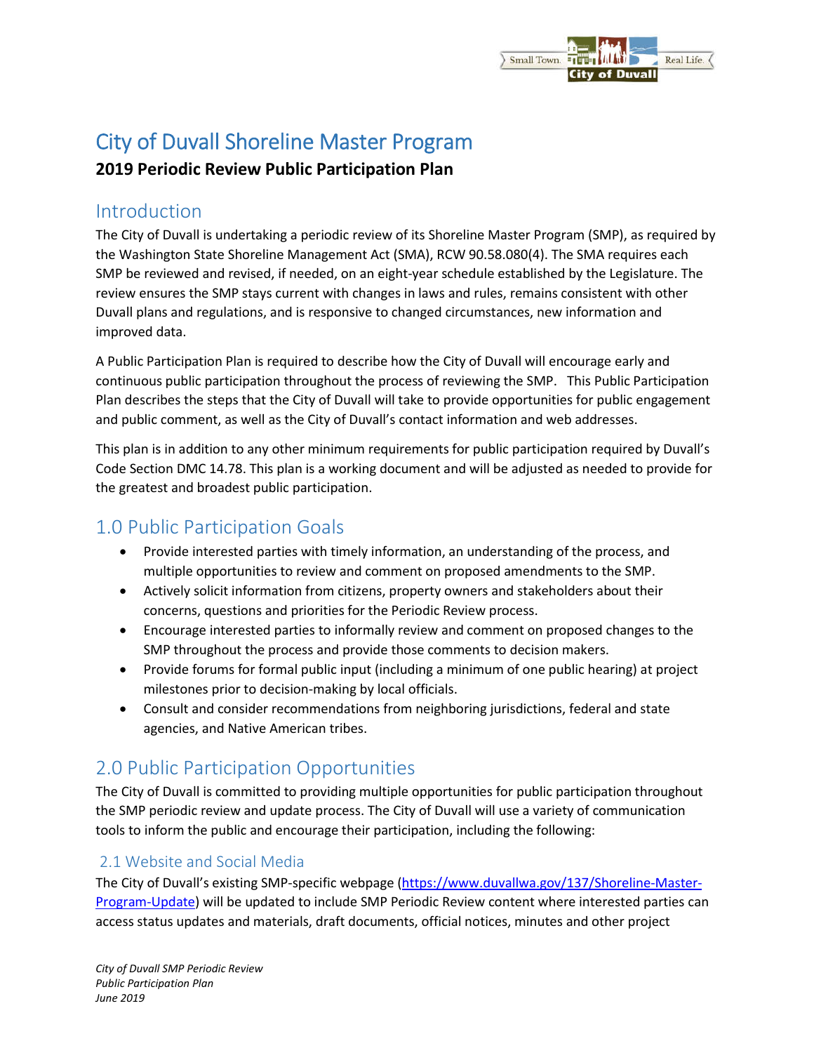# City of Duvall Shoreline Master Program

**2019 Periodic Review Public Participation Plan**

## Introduction

The City of Duvall is undertaking a periodic review of its Shoreline Master Program (SMP), as required by the Washington State Shoreline Management Act (SMA), RCW 90.58.080(4). The SMA requires each SMP be reviewed and revised, if needed, on an eight-year schedule established by the Legislature. The review ensures the SMP stays current with changes in laws and rules, remains consistent with other Duvall plans and regulations, and is responsive to changed circumstances, new information and improved data.

A Public Participation Plan is required to describe how the City of Duvall will encourage early and continuous public participation throughout the process of reviewing the SMP. This Public Participation Plan describes the steps that the City of Duvall will take to provide opportunities for public engagement and public comment, as well as the City of Duvall's contact information and web addresses.

This plan is in addition to any other minimum requirements for public participation required by Duvall's Code Section DMC 14.78. This plan is a working document and will be adjusted as needed to provide for the greatest and broadest public participation.

## 1.0 Public Participation Goals

- Provide interested parties with timely information, an understanding of the process, and multiple opportunities to review and comment on proposed amendments to the SMP.
- Actively solicit information from citizens, property owners and stakeholders about their concerns, questions and priorities for the Periodic Review process.
- Encourage interested parties to informally review and comment on proposed changes to the SMP throughout the process and provide those comments to decision makers.
- Provide forums for formal public input (including a minimum of one public hearing) at project milestones prior to decision-making by local officials.
- Consult and consider recommendations from neighboring jurisdictions, federal and state agencies, and Native American tribes.

## 2.0 Public Participation Opportunities

The City of Duvall is committed to providing multiple opportunities for public participation throughout the SMP periodic review and update process. The City of Duvall will use a variety of communication tools to inform the public and encourage their participation, including the following:

### 2.1 Website and Social Media

The City of Duvall's existing SMP-specific webpage (https://www.duvallwa.gov/137/Shoreline-Master-Program-Update) will be updated to include SMP Periodic Review content where interested parties can access status updates and materials, draft documents, official notices, minutes and other project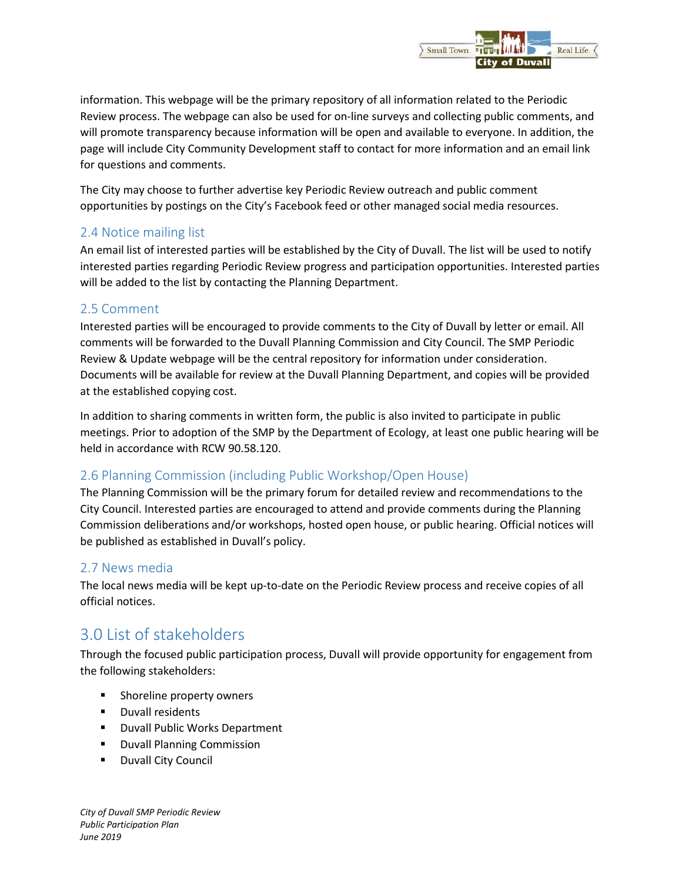information. This webpage will be the primary repository of all information related to the Periodic Review process. The webpage can also be used for on-line surveys and collecting public comments, and will promote transparency because information will be open and available to everyone. In addition, the page will include City Community Development staff to contact for more information and an email link for questions and comments.

The City may choose to further advertise key Periodic Review outreach and public comment opportunities by postings on the City's Facebook feed or other managed social media resources.

### 2.4 Notice mailing list

An email list of interested parties will be established by the City of Duvall. The list will be used to notify interested parties regarding Periodic Review progress and participation opportunities. Interested parties will be added to the list by contacting the Planning Department.

### 2.5 Comment

Interested parties will be encouraged to provide comments to the City of Duvall by letter or email. All comments will be forwarded to the Duvall Planning Commission and City Council. The SMP Periodic Review & Update webpage will be the central repository for information under consideration. Documents will be available for review at the Duvall Planning Department, and copies will be provided at the established copying cost.

In addition to sharing comments in written form, the public is also invited to participate in public meetings. Prior to adoption of the SMP by the Department of Ecology, at least one public hearing will be held in accordance with RCW 90.58.120.

### 2.6 Planning Commission (including Public Workshop/Open House)

The Planning Commission will be the primary forum for detailed review and recommendations to the City Council. Interested parties are encouraged to attend and provide comments during the Planning Commission deliberations and/or workshops, hosted open house, or public hearing. Official notices will be published as established in Duvall's policy.

### 2.7 News media

The local news media will be kept up-to-date on the Periodic Review process and receive copies of all official notices.

## 3.0 List of stakeholders

Through the focused public participation process, Duvall will provide opportunity for engagement from the following stakeholders:

- Shoreline property owners
- Duvall residents
- Duvall Public Works Department
- Duvall Planning Commission
- Duvall City Council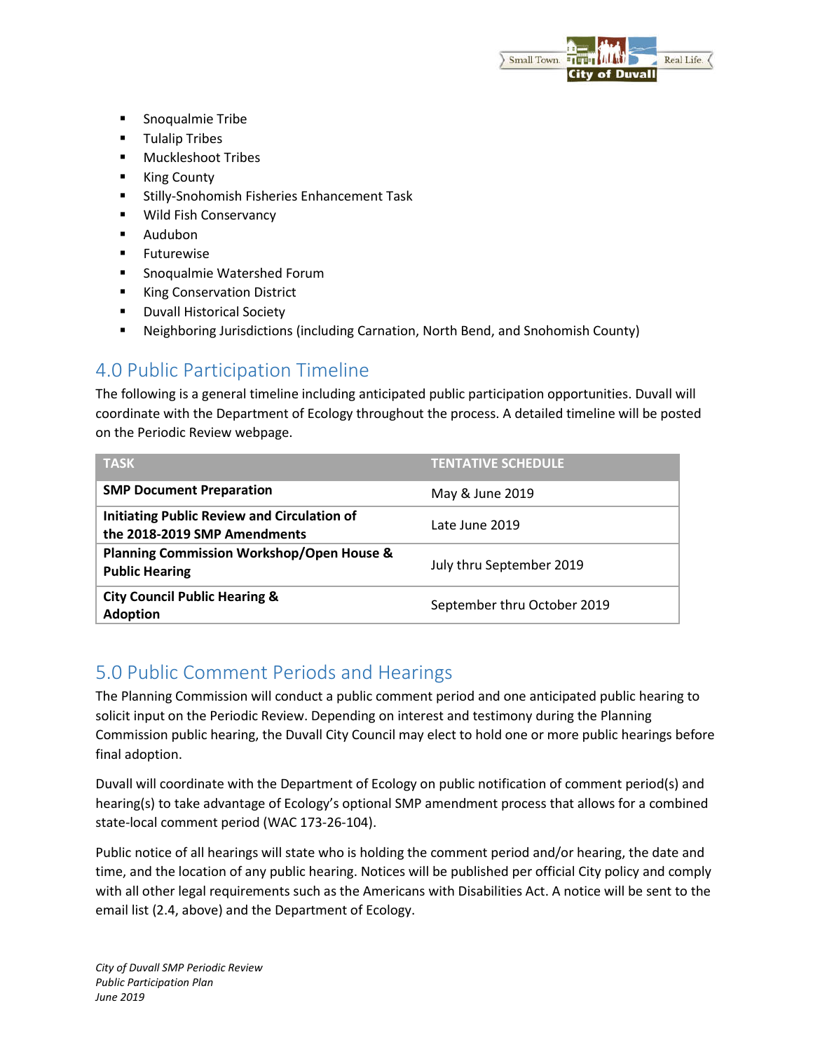- Snoqualmie Tribe
- Tulalip Tribes
- Muckleshoot Tribes
- King County
- Stilly-Snohomish Fisheries Enhancement Task
- Wild Fish Conservancy
- Audubon
- Futurewise
- Snoqualmie Watershed Forum
- King Conservation District
- Duvall Historical Society
- Neighboring Jurisdictions (including Carnation, North Bend, and Snohomish County)

## 4.0 Public Participation Timeline

The following is a general timeline including anticipated public participation opportunities. Duvall will coordinate with the Department of Ecology throughout the process. A detailed timeline will be posted on the Periodic Review webpage.

| TASK | TENTATIVE SCHEDULE |
| --- | --- |
| **SMP Document Preparation** | May & June 2019 |
| **Initiating Public Review and Circulation of the 2018-2019 SMP Amendments** | Late June 2019 |
| **Planning Commission Workshop/Open House & Public Hearing** | July thru September 2019 |
| **City Council Public Hearing & Adoption** | September thru October 2019 |

## 5.0 Public Comment Periods and Hearings

The Planning Commission will conduct a public comment period and one anticipated public hearing to solicit input on the Periodic Review. Depending on interest and testimony during the Planning Commission public hearing, the Duvall City Council may elect to hold one or more public hearings before final adoption.

Duvall will coordinate with the Department of Ecology on public notification of comment period(s) and hearing(s) to take advantage of Ecology's optional SMP amendment process that allows for a combined state-local comment period (WAC 173-26-104).

Public notice of all hearings will state who is holding the comment period and/or hearing, the date and time, and the location of any public hearing. Notices will be published per official City policy and comply with all other legal requirements such as the Americans with Disabilities Act. A notice will be sent to the email list (2.4, above) and the Department of Ecology.